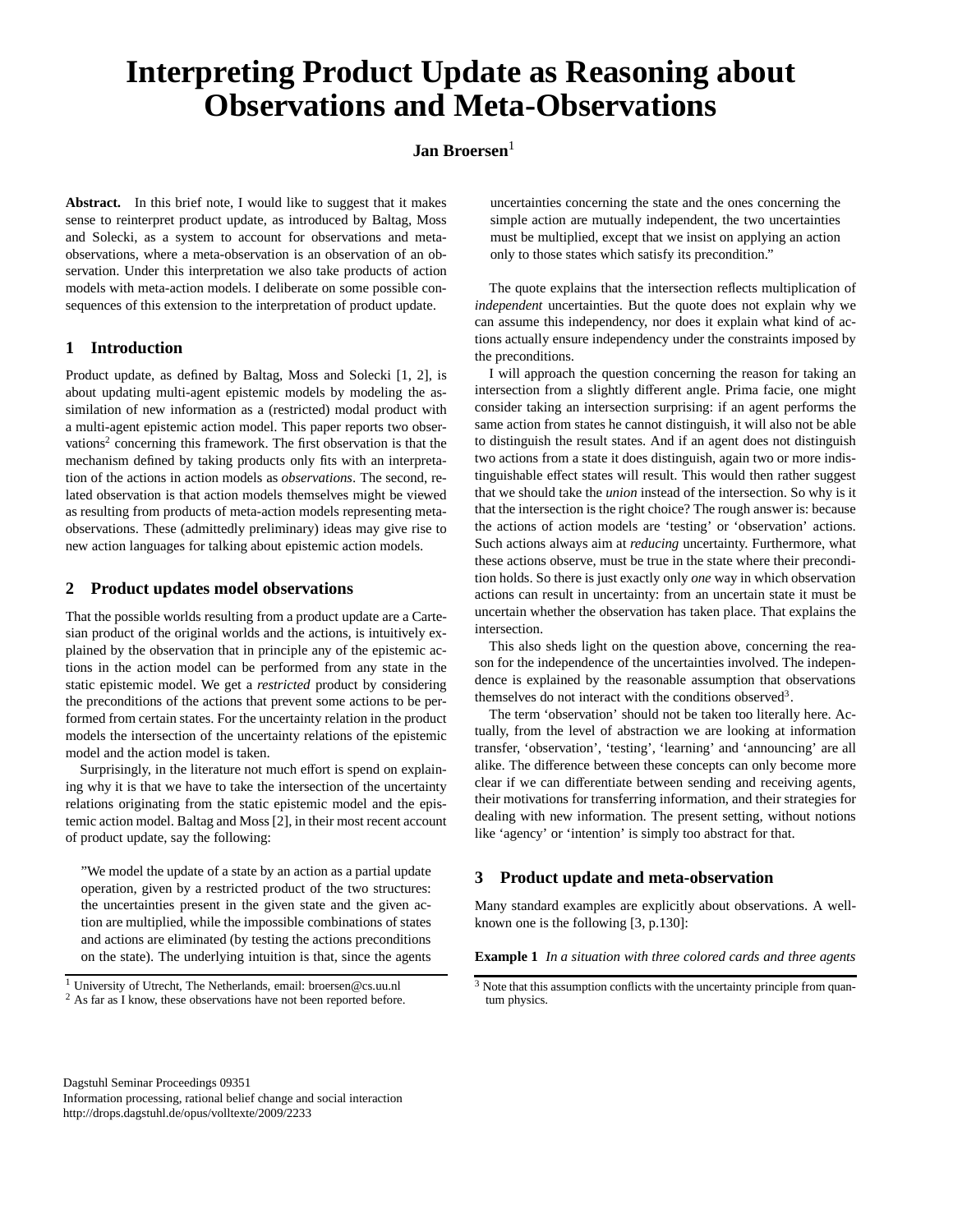# Interpreting Product Update as Reasoning about Observations and Meta-Observations

**Jan Broersen**[1]

**Abstract.** In this brief note, I would like to suggest that it makes sense to reinterpret product update, as introduced by Baltag, Moss and Solecki, as a system to account for observations and meta-observations, where a meta-observation is an observation of an observation. Under this interpretation we also take products of action models with meta-action models. I deliberate on some possible consequences of this extension to the interpretation of product update.

## 1 Introduction

Product update, as defined by Baltag, Moss and Solecki [1, 2], is about updating multi-agent epistemic models by modeling the assimilation of new information as a (restricted) modal product with a multi-agent epistemic action model. This paper reports two observations[2] concerning this framework. The first observation is that the mechanism defined by taking products only fits with an interpretation of the actions in action models as *observations*. The second, related observation is that action models themselves might be viewed as resulting from products of meta-action models representing meta-observations. These (admittedly preliminary) ideas may give rise to new action languages for talking about epistemic action models.

## 2 Product updates model observations

That the possible worlds resulting from a product update are a Cartesian product of the original worlds and the actions, is intuitively explained by the observation that in principle any of the epistemic actions in the action model can be performed from any state in the static epistemic model. We get a *restricted* product by considering the preconditions of the actions that prevent some actions to be performed from certain states. For the uncertainty relation in the product models the intersection of the uncertainty relations of the epistemic model and the action model is taken.

Surprisingly, in the literature not much effort is spend on explaining why it is that we have to take the intersection of the uncertainty relations originating from the static epistemic model and the epistemic action model. Baltag and Moss [2], in their most recent account of product update, say the following:

> "We model the update of a state by an action as a partial update operation, given by a restricted product of the two structures: the uncertainties present in the given state and the given action are multiplied, while the impossible combinations of states and actions are eliminated (by testing the actions preconditions on the state). The underlying intuition is that, since the agents uncertainties concerning the state and the ones concerning the simple action are mutually independent, the two uncertainties must be multiplied, except that we insist on applying an action only to those states which satisfy its precondition."

The quote explains that the intersection reflects multiplication of *independent* uncertainties. But the quote does not explain why we can assume this independency, nor does it explain what kind of actions actually ensure independency under the constraints imposed by the preconditions.

I will approach the question concerning the reason for taking an intersection from a slightly different angle. Prima facie, one might consider taking an intersection surprising: if an agent performs the same action from states he cannot distinguish, it will also not be able to distinguish the result states. And if an agent does not distinguish two actions from a state it does distinguish, again two or more indistinguishable effect states will result. This would then rather suggest that we should take the *union* instead of the intersection. So why is it that the intersection is the right choice? The rough answer is: because the actions of action models are 'testing' or 'observation' actions. Such actions always aim at *reducing* uncertainty. Furthermore, what these actions observe, must be true in the state where their precondition holds. So there is just exactly only *one* way in which observation actions can result in uncertainty: from an uncertain state it must be uncertain whether the observation has taken place. That explains the intersection.

This also sheds light on the question above, concerning the reason for the independence of the uncertainties involved. The independence is explained by the reasonable assumption that observations themselves do not interact with the conditions observed[3].

The term 'observation' should not be taken too literally here. Actually, from the level of abstraction we are looking at information transfer, 'observation', 'testing', 'learning' and 'announcing' are all alike. The difference between these concepts can only become more clear if we can differentiate between sending and receiving agents, their motivations for transferring information, and their strategies for dealing with new information. The present setting, without notions like 'agency' or 'intention' is simply too abstract for that.

## 3 Product update and meta-observation

Many standard examples are explicitly about observations. A well-known one is the following [3, p.130]:

**Example 1** *In a situation with three colored cards and three agents*

[1] University of Utrecht, The Netherlands, email: broersen@cs.uu.nl

[2] As far as I know, these observations have not been reported before.

[3] Note that this assumption conflicts with the uncertainty principle from quantum physics.

Dagstuhl Seminar Proceedings 09351
Information processing, rational belief change and social interaction
http://drops.dagstuhl.de/opus/volltexte/2009/2233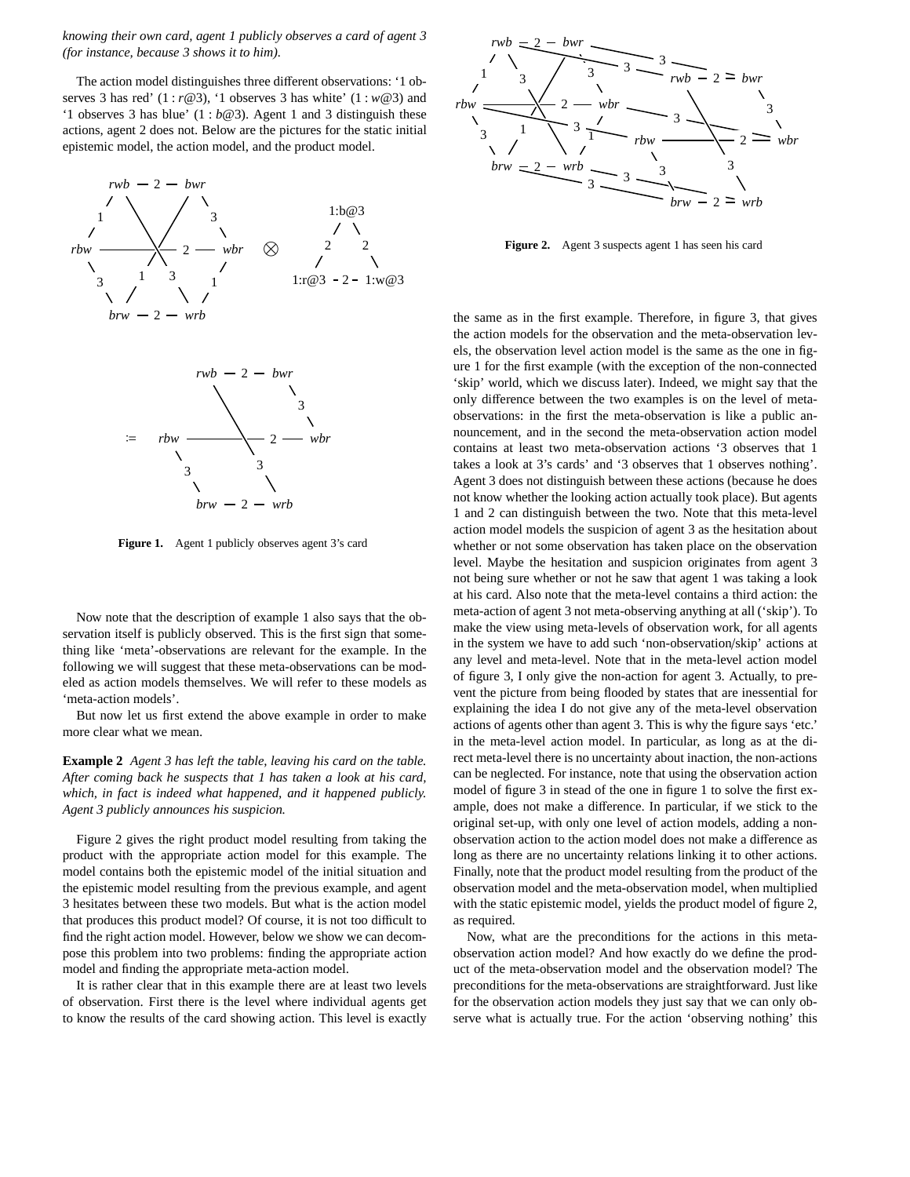*knowing their own card, agent 1 publicly observes a card of agent 3 (for instance, because 3 shows it to him).*

The action model distinguishes three different observations: '1 observes 3 has red' ($1 : r@3$), '1 observes 3 has white' ($1 : w@3$) and '1 observes 3 has blue' ($1 : b@3$). Agent 1 and 3 distinguish these actions, agent 2 does not. Below are the pictures for the static initial epistemic model, the action model, and the product model.

**Figure 1.** Agent 1 publicly observes agent 3's card

Now note that the description of example 1 also says that the observation itself is publicly observed. This is the first sign that something like 'meta'-observations are relevant for the example. In the following we will suggest that these meta-observations can be modeled as action models themselves. We will refer to these models as 'meta-action models'.

But now let us first extend the above example in order to make more clear what we mean.

**Example 2** *Agent 3 has left the table, leaving his card on the table. After coming back he suspects that 1 has taken a look at his card, which, in fact is indeed what happened, and it happened publicly. Agent 3 publicly announces his suspicion.*

Figure 2 gives the right product model resulting from taking the product with the appropriate action model for this example. The model contains both the epistemic model of the initial situation and the epistemic model resulting from the previous example, and agent 3 hesitates between these two models. But what is the action model that produces this product model? Of course, it is not too difficult to find the right action model. However, below we show we can decompose this problem into two problems: finding the appropriate action model and finding the appropriate meta-action model.

It is rather clear that in this example there are at least two levels of observation. First there is the level where individual agents get to know the results of the card showing action. This level is exactly the same as in the first example. Therefore, in figure 3, that gives the action models for the observation and the meta-observation levels, the observation level action model is the same as the one in figure 1 for the first example (with the exception of the non-connected 'skip' world, which we discuss later). Indeed, we might say that the only difference between the two examples is on the level of meta-observations: in the first the meta-observation is like a public announcement, and in the second the meta-observation action model contains at least two meta-observation actions '3 observes that 1 takes a look at 3's cards' and '3 observes that 1 observes nothing'. Agent 3 does not distinguish between these actions (because he does not know whether the looking action actually took place). But agents 1 and 2 can distinguish between the two. Note that this meta-level action model models the suspicion of agent 3 as the hesitation about whether or not some observation has taken place on the observation level. Maybe the hesitation and suspicion originates from agent 3 not being sure whether or not he saw that agent 1 was taking a look at his card. Also note that the meta-level contains a third action: the meta-action of agent 3 not meta-observing anything at all ('skip'). To make the view using meta-levels of observation work, for all agents in the system we have to add such 'non-observation/skip' actions at any level and meta-level. Note that in the meta-level action model of figure 3, I only give the non-action for agent 3. Actually, to prevent the picture from being flooded by states that are inessential for explaining the idea I do not give any of the meta-level observation actions of agents other than agent 3. This is why the figure says 'etc.' in the meta-level action model. In particular, as long as at the direct meta-level there is no uncertainty about inaction, the non-actions can be neglected. For instance, note that using the observation action model of figure 3 in stead of the one in figure 1 to solve the first example, does not make a difference. In particular, if we stick to the original set-up, with only one level of action models, adding a non-observation action to the action model does not make a difference as long as there are no uncertainty relations linking it to other actions. Finally, note that the product model resulting from the product of the observation model and the meta-observation model, when multiplied with the static epistemic model, yields the product model of figure 2, as required.

**Figure 2.** Agent 3 suspects agent 1 has seen his card

Now, what are the preconditions for the actions in this meta-observation action model? And how exactly do we define the product of the meta-observation model and the observation model? The preconditions for the meta-observations are straightforward. Just like for the observation action models they just say that we can only observe what is actually true. For the action 'observing nothing' this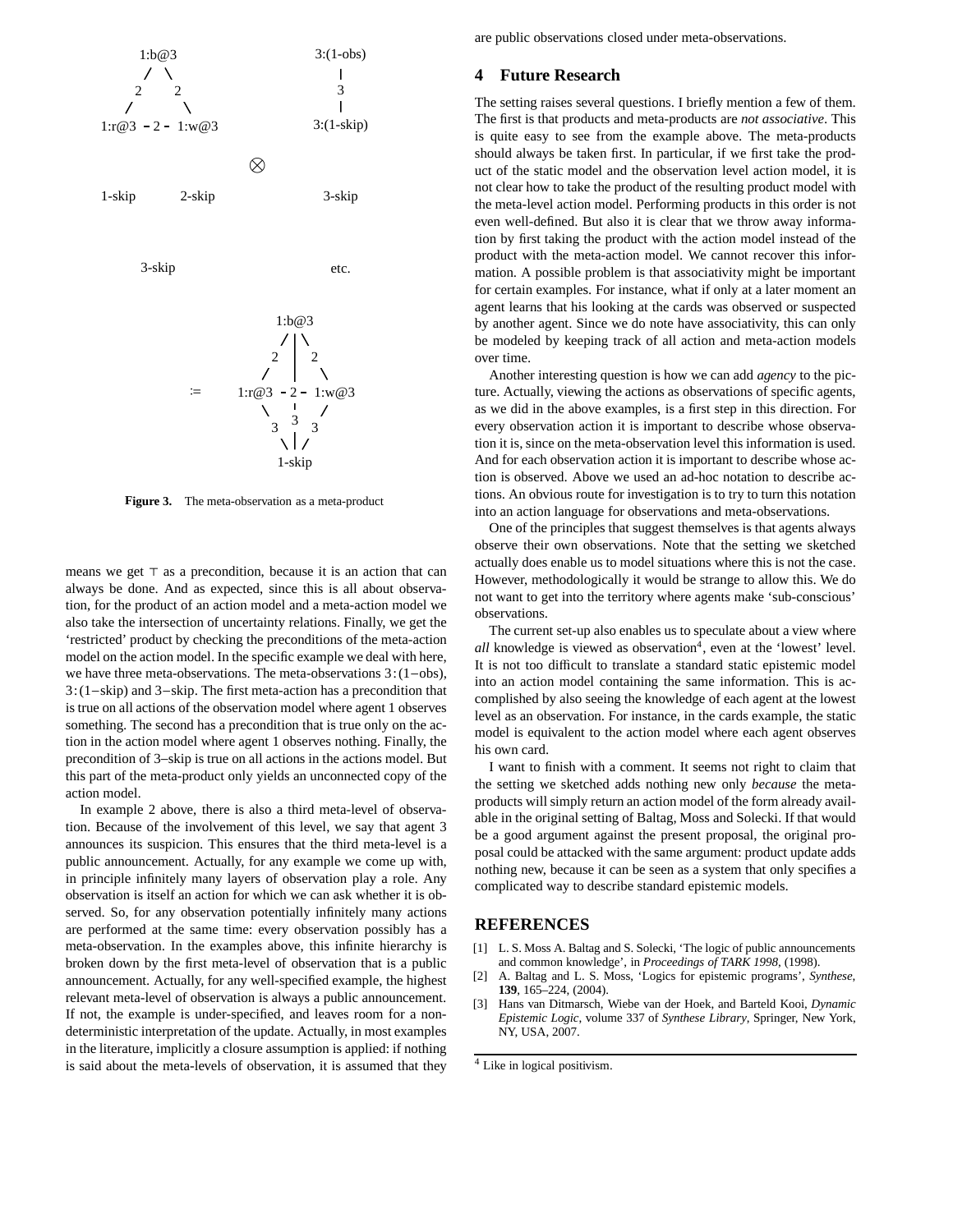1:b@3

2 2

1:r@3 - 2 - 1:w@3

3:(1-obs)

3

3:(1-skip)

⊗

1-skip 2-skip 3-skip

3-skip etc.

:=

1:b@3

2 2

1:r@3 - 2 - 1:w@3

3 3 3

1-skip

**Figure 3.** The meta-observation as a meta-product

means we get $\top$ as a precondition, because it is an action that can always be done. And as expected, since this is all about observation, for the product of an action model and a meta-action model we also take the intersection of uncertainty relations. Finally, we get the 'restricted' product by checking the preconditions of the meta-action model on the action model. In the specific example we deal with here, we have three meta-observations. The meta-observations 3:(1−obs), 3:(1−skip) and 3−skip. The first meta-action has a precondition that is true on all actions of the observation model where agent 1 observes something. The second has a precondition that is true only on the action in the action model where agent 1 observes nothing. Finally, the precondition of 3−skip is true on all actions in the actions model. But this part of the meta-product only yields an unconnected copy of the action model.

In example 2 above, there is also a third meta-level of observation. Because of the involvement of this level, we say that agent 3 announces its suspicion. This ensures that the third meta-level is a public announcement. Actually, for any example we come up with, in principle infinitely many layers of observation play a role. Any observation is itself an action for which we can ask whether it is observed. So, for any observation potentially infinitely many actions are performed at the same time: every observation possibly has a meta-observation. In the examples above, this infinite hierarchy is broken down by the first meta-level of observation that is a public announcement. Actually, for any well-specified example, the highest relevant meta-level of observation is always a public announcement. If not, the example is under-specified, and leaves room for a non-deterministic interpretation of the update. Actually, in most examples in the literature, implicitly a closure assumption is applied: if nothing is said about the meta-levels of observation, it is assumed that they are public observations closed under meta-observations.

## 4 Future Research

The setting raises several questions. I briefly mention a few of them. The first is that products and meta-products are *not associative*. This is quite easy to see from the example above. The meta-products should always be taken first. In particular, if we first take the product of the static model and the observation level action model, it is not clear how to take the product of the resulting product model with the meta-level action model. Performing products in this order is not even well-defined. But also it is clear that we throw away information by first taking the product with the action model instead of the product with the meta-action model. We cannot recover this information. A possible problem is that associativity might be important for certain examples. For instance, what if only at a later moment an agent learns that his looking at the cards was observed or suspected by another agent. Since we do note have associativity, this can only be modeled by keeping track of all action and meta-action models over time.

Another interesting question is how we can add *agency* to the picture. Actually, viewing the actions as observations of specific agents, as we did in the above examples, is a first step in this direction. For every observation action it is important to describe whose observation it is, since on the meta-observation level this information is used. And for each observation action it is important to describe whose action is observed. Above we used an ad-hoc notation to describe actions. An obvious route for investigation is to try to turn this notation into an action language for observations and meta-observations.

One of the principles that suggest themselves is that agents always observe their own observations. Note that the setting we sketched actually does enable us to model situations where this is not the case. However, methodologically it would be strange to allow this. We do not want to get into the territory where agents make 'sub-conscious' observations.

The current set-up also enables us to speculate about a view where *all* knowledge is viewed as observation[4], even at the 'lowest' level. It is not too difficult to translate a standard static epistemic model into an action model containing the same information. This is accomplished by also seeing the knowledge of each agent at the lowest level as an observation. For instance, in the cards example, the static model is equivalent to the action model where each agent observes his own card.

I want to finish with a comment. It seems not right to claim that the setting we sketched adds nothing new only *because* the meta-products will simply return an action model of the form already available in the original setting of Baltag, Moss and Solecki. If that would be a good argument against the present proposal, the original proposal could be attacked with the same argument: product update adds nothing new, because it can be seen as a system that only specifies a complicated way to describe standard epistemic models.

## REFERENCES

[1] L. S. Moss A. Baltag and S. Solecki, 'The logic of public announcements and common knowledge', in *Proceedings of TARK 1998*, (1998).

[2] A. Baltag and L. S. Moss, 'Logics for epistemic programs', *Synthese*, **139**, 165–224, (2004).

[3] Hans van Ditmarsch, Wiebe van der Hoek, and Barteld Kooi, *Dynamic Epistemic Logic*, volume 337 of *Synthese Library*, Springer, New York, NY, USA, 2007.

[4] Like in logical positivism.